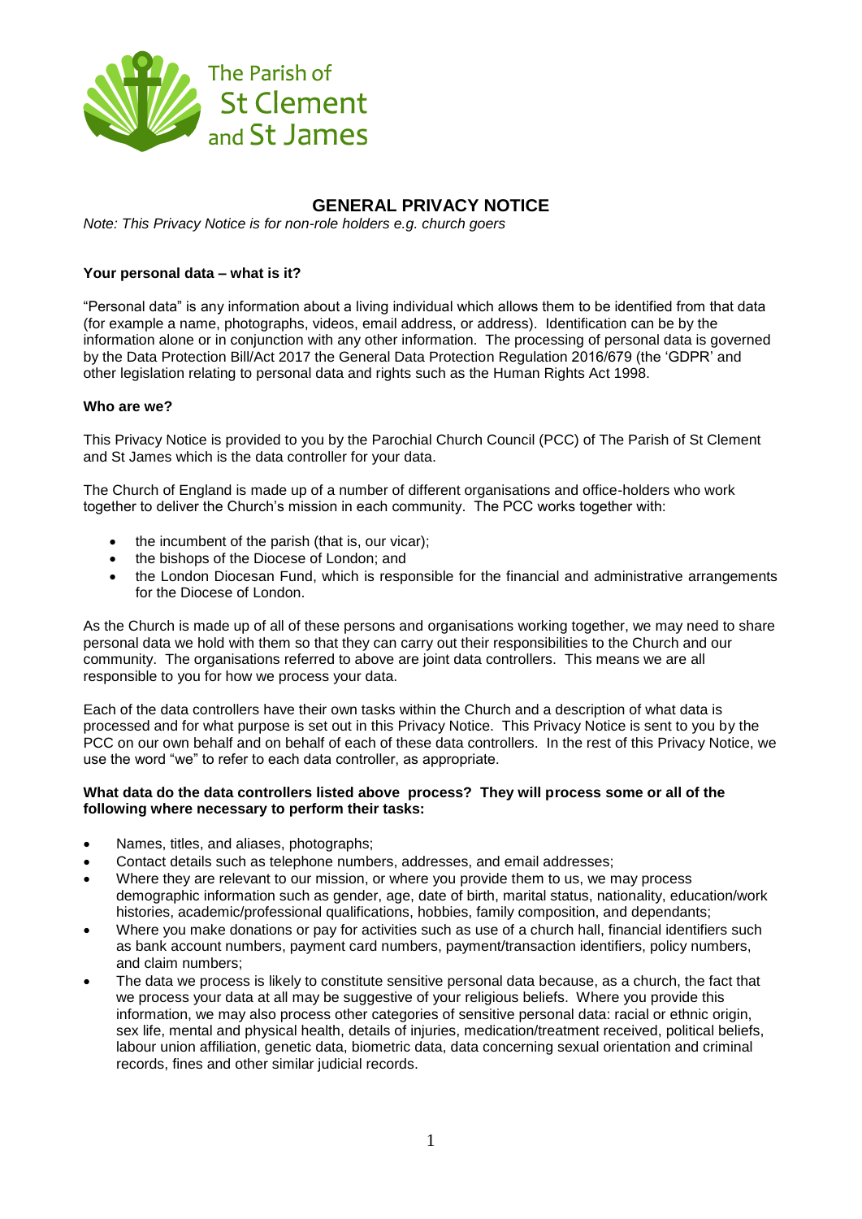The Parish of St Clement and St James

# GENERAL PRIVACY NOTICE

*Note: This Privacy Notice is for non-role holders e.g. church goers*

**Your personal data – what is it?**

"Personal data" is any information about a living individual which allows them to be identified from that data (for example a name, photographs, videos, email address, or address). Identification can be by the information alone or in conjunction with any other information. The processing of personal data is governed by the Data Protection Bill/Act 2017 the General Data Protection Regulation 2016/679 (the 'GDPR' and other legislation relating to personal data and rights such as the Human Rights Act 1998.

**Who are we?**

This Privacy Notice is provided to you by the Parochial Church Council (PCC) of The Parish of St Clement and St James which is the data controller for your data.

The Church of England is made up of a number of different organisations and office-holders who work together to deliver the Church's mission in each community. The PCC works together with:

- the incumbent of the parish (that is, our vicar);
- the bishops of the Diocese of London; and
- the London Diocesan Fund, which is responsible for the financial and administrative arrangements for the Diocese of London.

As the Church is made up of all of these persons and organisations working together, we may need to share personal data we hold with them so that they can carry out their responsibilities to the Church and our community. The organisations referred to above are joint data controllers. This means we are all responsible to you for how we process your data.

Each of the data controllers have their own tasks within the Church and a description of what data is processed and for what purpose is set out in this Privacy Notice. This Privacy Notice is sent to you by the PCC on our own behalf and on behalf of each of these data controllers. In the rest of this Privacy Notice, we use the word "we" to refer to each data controller, as appropriate.

**What data do the data controllers listed above process? They will process some or all of the following where necessary to perform their tasks:**

- Names, titles, and aliases, photographs;
- Contact details such as telephone numbers, addresses, and email addresses;
- Where they are relevant to our mission, or where you provide them to us, we may process demographic information such as gender, age, date of birth, marital status, nationality, education/work histories, academic/professional qualifications, hobbies, family composition, and dependants;
- Where you make donations or pay for activities such as use of a church hall, financial identifiers such as bank account numbers, payment card numbers, payment/transaction identifiers, policy numbers, and claim numbers;
- The data we process is likely to constitute sensitive personal data because, as a church, the fact that we process your data at all may be suggestive of your religious beliefs. Where you provide this information, we may also process other categories of sensitive personal data: racial or ethnic origin, sex life, mental and physical health, details of injuries, medication/treatment received, political beliefs, labour union affiliation, genetic data, biometric data, data concerning sexual orientation and criminal records, fines and other similar judicial records.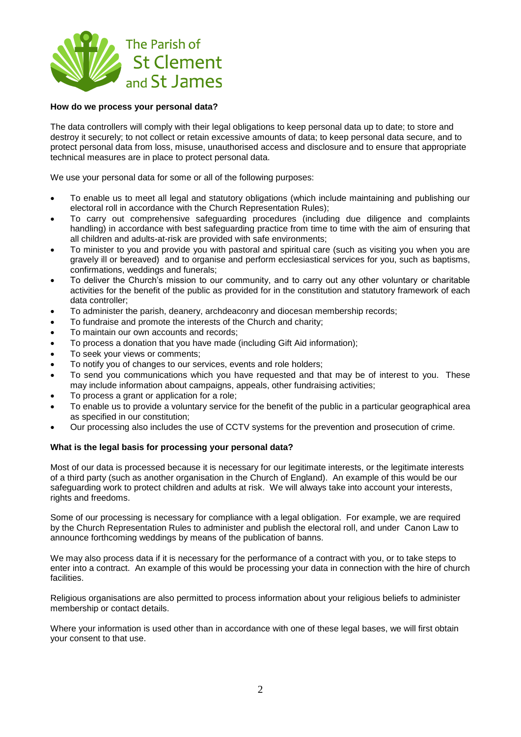The Parish of St Clement and St James

**How do we process your personal data?**

The data controllers will comply with their legal obligations to keep personal data up to date; to store and destroy it securely; to not collect or retain excessive amounts of data; to keep personal data secure, and to protect personal data from loss, misuse, unauthorised access and disclosure and to ensure that appropriate technical measures are in place to protect personal data.

We use your personal data for some or all of the following purposes:

- To enable us to meet all legal and statutory obligations (which include maintaining and publishing our electoral roll in accordance with the Church Representation Rules);
- To carry out comprehensive safeguarding procedures (including due diligence and complaints handling) in accordance with best safeguarding practice from time to time with the aim of ensuring that all children and adults-at-risk are provided with safe environments;
- To minister to you and provide you with pastoral and spiritual care (such as visiting you when you are gravely ill or bereaved) and to organise and perform ecclesiastical services for you, such as baptisms, confirmations, weddings and funerals;
- To deliver the Church's mission to our community, and to carry out any other voluntary or charitable activities for the benefit of the public as provided for in the constitution and statutory framework of each data controller;
- To administer the parish, deanery, archdeaconry and diocesan membership records;
- To fundraise and promote the interests of the Church and charity;
- To maintain our own accounts and records;
- To process a donation that you have made (including Gift Aid information);
- To seek your views or comments;
- To notify you of changes to our services, events and role holders;
- To send you communications which you have requested and that may be of interest to you. These may include information about campaigns, appeals, other fundraising activities;
- To process a grant or application for a role;
- To enable us to provide a voluntary service for the benefit of the public in a particular geographical area as specified in our constitution;
- Our processing also includes the use of CCTV systems for the prevention and prosecution of crime.

**What is the legal basis for processing your personal data?**

Most of our data is processed because it is necessary for our legitimate interests, or the legitimate interests of a third party (such as another organisation in the Church of England). An example of this would be our safeguarding work to protect children and adults at risk. We will always take into account your interests, rights and freedoms.

Some of our processing is necessary for compliance with a legal obligation. For example, we are required by the Church Representation Rules to administer and publish the electoral roll, and under Canon Law to announce forthcoming weddings by means of the publication of banns.

We may also process data if it is necessary for the performance of a contract with you, or to take steps to enter into a contract. An example of this would be processing your data in connection with the hire of church facilities.

Religious organisations are also permitted to process information about your religious beliefs to administer membership or contact details.

Where your information is used other than in accordance with one of these legal bases, we will first obtain your consent to that use.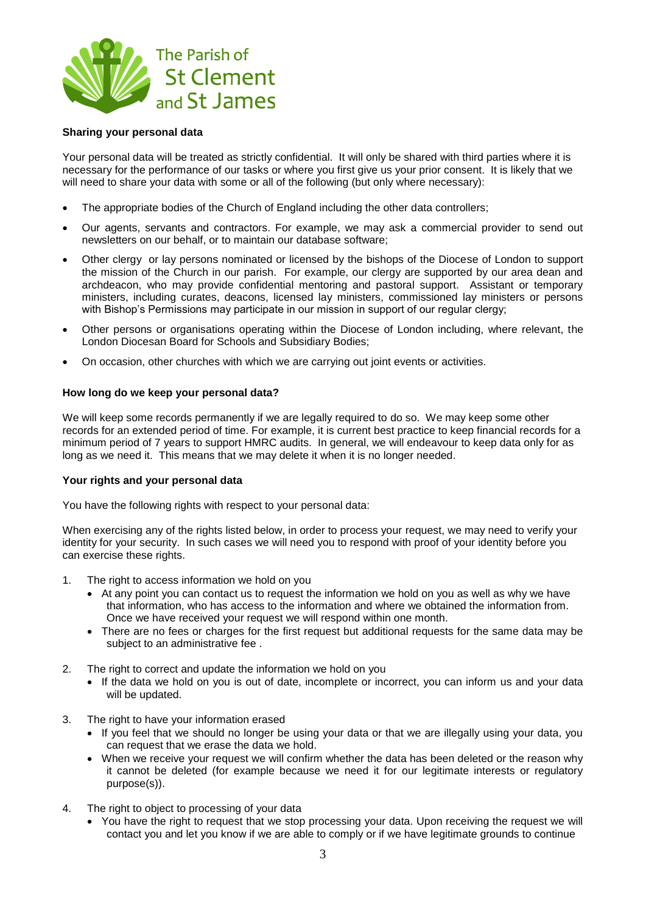The Parish of St Clement and St James

**Sharing your personal data**

Your personal data will be treated as strictly confidential. It will only be shared with third parties where it is necessary for the performance of our tasks or where you first give us your prior consent. It is likely that we will need to share your data with some or all of the following (but only where necessary):

- The appropriate bodies of the Church of England including the other data controllers;
- Our agents, servants and contractors. For example, we may ask a commercial provider to send out newsletters on our behalf, or to maintain our database software;
- Other clergy or lay persons nominated or licensed by the bishops of the Diocese of London to support the mission of the Church in our parish. For example, our clergy are supported by our area dean and archdeacon, who may provide confidential mentoring and pastoral support. Assistant or temporary ministers, including curates, deacons, licensed lay ministers, commissioned lay ministers or persons with Bishop's Permissions may participate in our mission in support of our regular clergy;
- Other persons or organisations operating within the Diocese of London including, where relevant, the London Diocesan Board for Schools and Subsidiary Bodies;
- On occasion, other churches with which we are carrying out joint events or activities.

**How long do we keep your personal data?**

We will keep some records permanently if we are legally required to do so. We may keep some other records for an extended period of time. For example, it is current best practice to keep financial records for a minimum period of 7 years to support HMRC audits. In general, we will endeavour to keep data only for as long as we need it. This means that we may delete it when it is no longer needed.

**Your rights and your personal data**

You have the following rights with respect to your personal data:

When exercising any of the rights listed below, in order to process your request, we may need to verify your identity for your security. In such cases we will need you to respond with proof of your identity before you can exercise these rights.

1. The right to access information we hold on you
   - At any point you can contact us to request the information we hold on you as well as why we have that information, who has access to the information and where we obtained the information from. Once we have received your request we will respond within one month.
   - There are no fees or charges for the first request but additional requests for the same data may be subject to an administrative fee .
2. The right to correct and update the information we hold on you
   - If the data we hold on you is out of date, incomplete or incorrect, you can inform us and your data will be updated.
3. The right to have your information erased
   - If you feel that we should no longer be using your data or that we are illegally using your data, you can request that we erase the data we hold.
   - When we receive your request we will confirm whether the data has been deleted or the reason why it cannot be deleted (for example because we need it for our legitimate interests or regulatory purpose(s)).
4. The right to object to processing of your data
   - You have the right to request that we stop processing your data. Upon receiving the request we will contact you and let you know if we are able to comply or if we have legitimate grounds to continue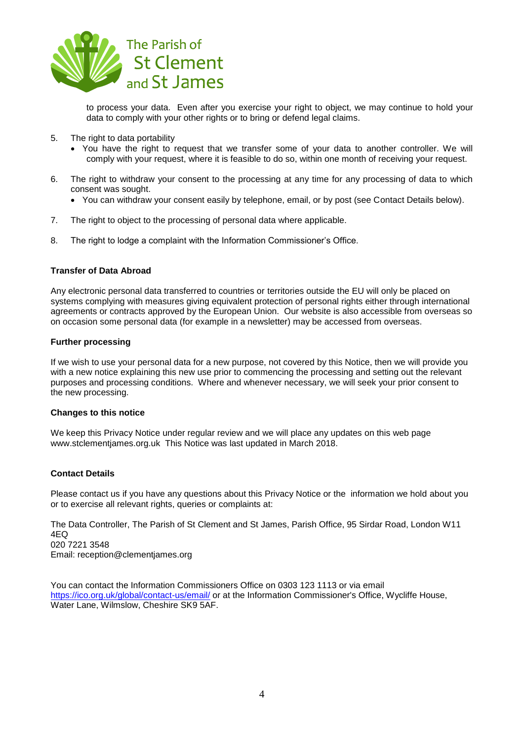to process your data. Even after you exercise your right to object, we may continue to hold your data to comply with your other rights or to bring or defend legal claims.

5. The right to data portability
   - You have the right to request that we transfer some of your data to another controller. We will comply with your request, where it is feasible to do so, within one month of receiving your request.

6. The right to withdraw your consent to the processing at any time for any processing of data to which consent was sought.
   - You can withdraw your consent easily by telephone, email, or by post (see Contact Details below).

7. The right to object to the processing of personal data where applicable.

8. The right to lodge a complaint with the Information Commissioner's Office.

**Transfer of Data Abroad**

Any electronic personal data transferred to countries or territories outside the EU will only be placed on systems complying with measures giving equivalent protection of personal rights either through international agreements or contracts approved by the European Union. Our website is also accessible from overseas so on occasion some personal data (for example in a newsletter) may be accessed from overseas.

**Further processing**

If we wish to use your personal data for a new purpose, not covered by this Notice, then we will provide you with a new notice explaining this new use prior to commencing the processing and setting out the relevant purposes and processing conditions. Where and whenever necessary, we will seek your prior consent to the new processing.

**Changes to this notice**

We keep this Privacy Notice under regular review and we will place any updates on this web page www.stclementjames.org.uk This Notice was last updated in March 2018.

**Contact Details**

Please contact us if you have any questions about this Privacy Notice or the information we hold about you or to exercise all relevant rights, queries or complaints at:

The Data Controller, The Parish of St Clement and St James, Parish Office, 95 Sirdar Road, London W11 4EQ
020 7221 3548
Email: reception@clementjames.org

You can contact the Information Commissioners Office on 0303 123 1113 or via email https://ico.org.uk/global/contact-us/email/ or at the Information Commissioner's Office, Wycliffe House, Water Lane, Wilmslow, Cheshire SK9 5AF.